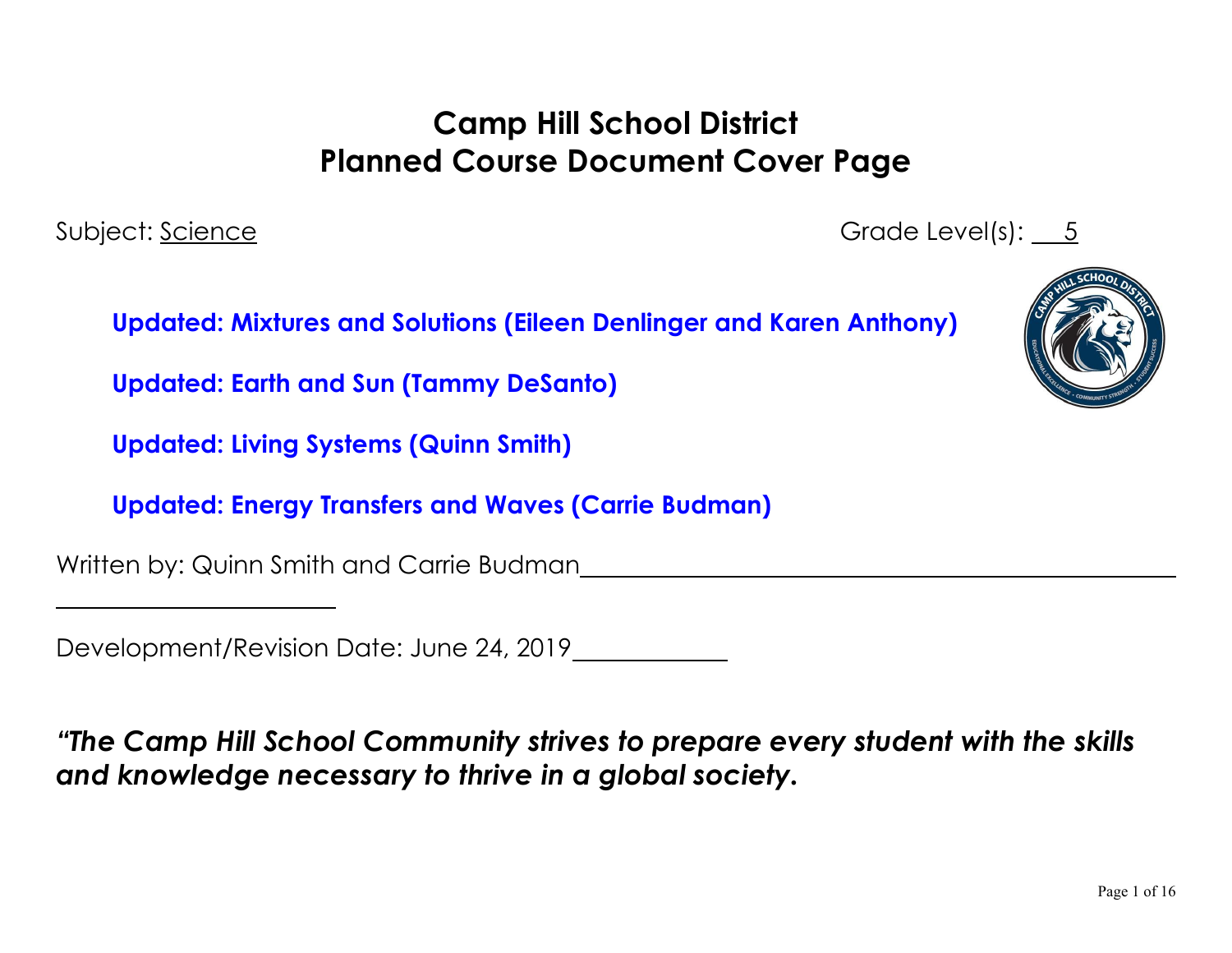# Camp Hill School District
# Planned Course Document Cover Page

Subject: Science

Grade Level(s): 5

**Updated: Mixtures and Solutions (Eileen Denlinger and Karen Anthony)**

**Updated: Earth and Sun (Tammy DeSanto)**

**Updated: Living Systems (Quinn Smith)**

**Updated: Energy Transfers and Waves (Carrie Budman)**

Written by: Quinn Smith and Carrie Budman

Development/Revision Date: June 24, 2019

***"The Camp Hill School Community strives to prepare every student with the skills and knowledge necessary to thrive in a global society.***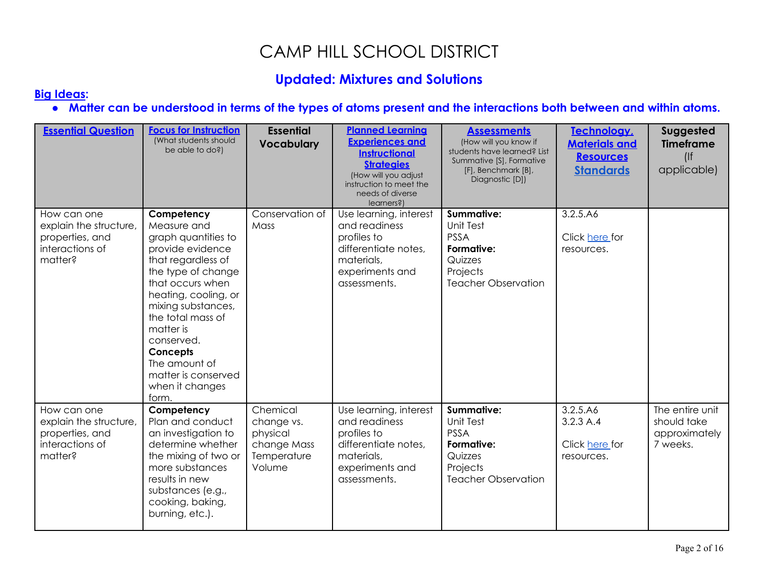# CAMP HILL SCHOOL DISTRICT

## Updated: Mixtures and Solutions

**Big Ideas:**

- **Matter can be understood in terms of the types of atoms present and the interactions both between and within atoms.**

| **Essential Question** | **Focus for Instruction** (What students should be able to do?) | **Essential Vocabulary** | **Planned Learning Experiences and Instructional Strategies** (How will you adjust instruction to meet the needs of diverse learners?) | **Assessments** (How will you know if students have learned? List Summative [S], Formative [F], Benchmark [B], Diagnostic [D]) | **Technology, Materials and Resources Standards** | **Suggested Timeframe** (If applicable) |
|---|---|---|---|---|---|---|
| How can one explain the structure, properties, and interactions of matter? | **Competency** Measure and graph quantities to provide evidence that regardless of the type of change that occurs when heating, cooling, or mixing substances, the total mass of matter is conserved. **Concepts** The amount of matter is conserved when it changes form. | Conservation of Mass | Use learning, interest and readiness profiles to differentiate notes, materials, experiments and assessments. | **Summative:** Unit Test PSSA **Formative:** Quizzes Projects Teacher Observation | 3.2.5.A6 Click here for resources. | |
| How can one explain the structure, properties, and interactions of matter? | **Competency** Plan and conduct an investigation to determine whether the mixing of two or more substances results in new substances (e.g., cooking, baking, burning, etc.). | Chemical change vs. physical change Mass Temperature Volume | Use learning, interest and readiness profiles to differentiate notes, materials, experiments and assessments. | **Summative:** Unit Test PSSA **Formative:** Quizzes Projects Teacher Observation | 3.2.5.A6 3.2.3 A.4 Click here for resources. | The entire unit should take approximately 7 weeks. |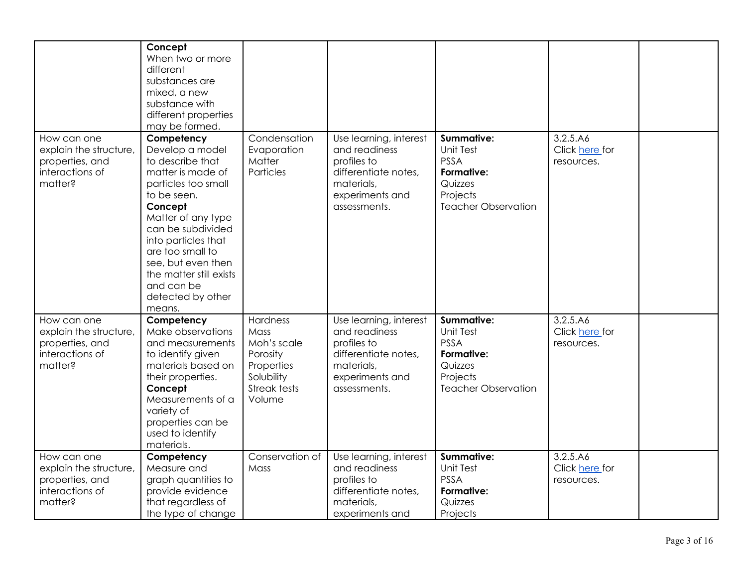|  |  |  |  |  |  |  |
|---|---|---|---|---|---|---|
|  | **Concept** When two or more different substances are mixed, a new substance with different properties may be formed. |  |  |  |  |  |
| How can one explain the structure, properties, and interactions of matter? | **Competency** Develop a model to describe that matter is made of particles too small to be seen. **Concept** Matter of any type can be subdivided into particles that are too small to see, but even then the matter still exists and can be detected by other means. | Condensation Evaporation Matter Particles | Use learning, interest and readiness profiles to differentiate notes, materials, experiments and assessments. | **Summative:** Unit Test PSSA **Formative:** Quizzes Projects Teacher Observation | 3.2.5.A6 Click here for resources. |  |
| How can one explain the structure, properties, and interactions of matter? | **Competency** Make observations and measurements to identify given materials based on their properties. **Concept** Measurements of a variety of properties can be used to identify materials. | Hardness Mass Moh's scale Porosity Properties Solubility Streak tests Volume | Use learning, interest and readiness profiles to differentiate notes, materials, experiments and assessments. | **Summative:** Unit Test PSSA **Formative:** Quizzes Projects Teacher Observation | 3.2.5.A6 Click here for resources. |  |
| How can one explain the structure, properties, and interactions of matter? | **Competency** Measure and graph quantities to provide evidence that regardless of the type of change | Conservation of Mass | Use learning, interest and readiness profiles to differentiate notes, materials, experiments and | **Summative:** Unit Test PSSA **Formative:** Quizzes Projects | 3.2.5.A6 Click here for resources. |  |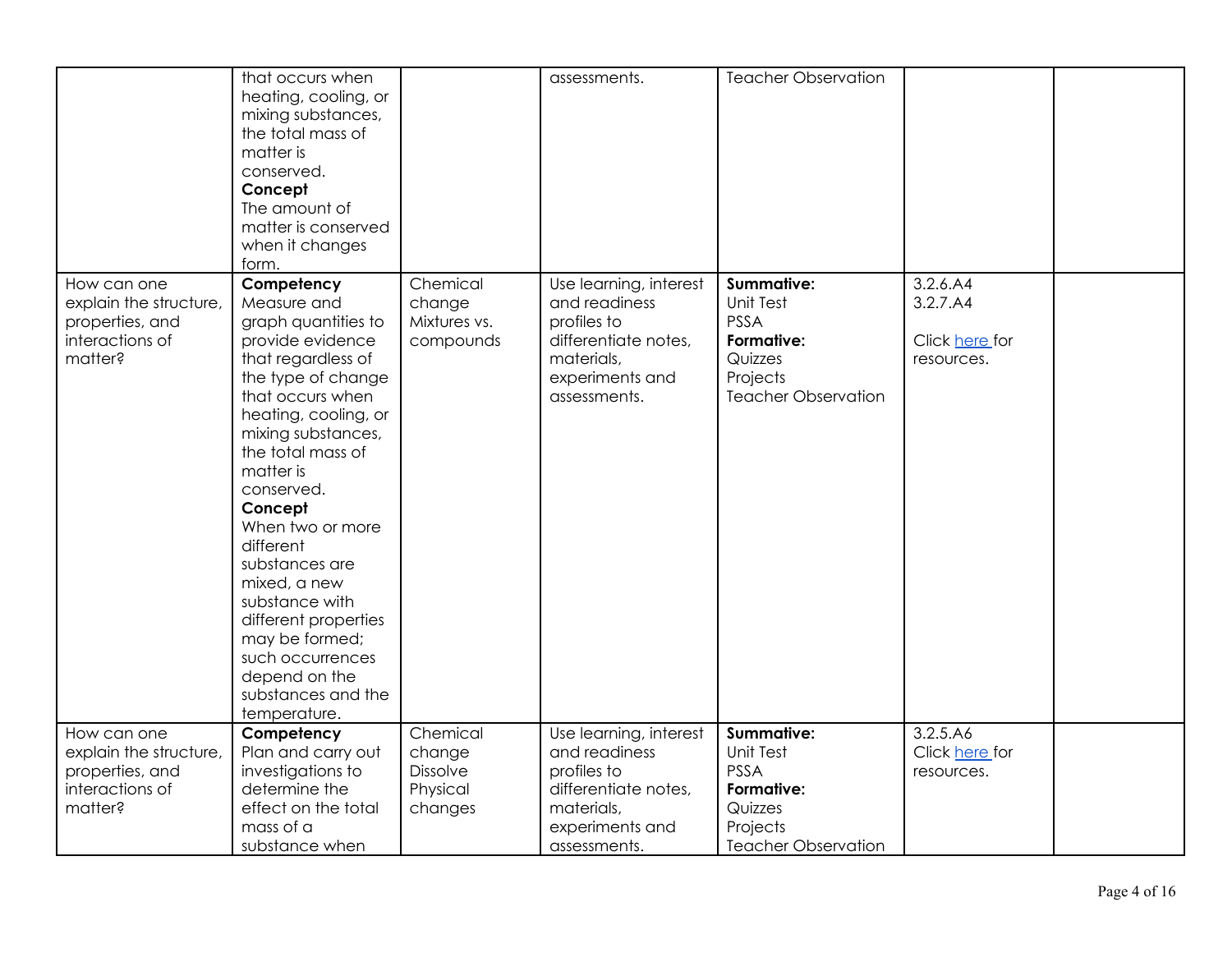| | | | | | | |
|---|---|---|---|---|---|---|
| | that occurs when heating, cooling, or mixing substances, the total mass of matter is conserved.<br>**Concept**<br>The amount of matter is conserved when it changes form. | | assessments. | Teacher Observation | | |
| How can one explain the structure, properties, and interactions of matter? | **Competency**<br>Measure and graph quantities to provide evidence that regardless of the type of change that occurs when heating, cooling, or mixing substances, the total mass of matter is conserved.<br>**Concept**<br>When two or more different substances are mixed, a new substance with different properties may be formed; such occurrences depend on the substances and the temperature. | Chemical change<br>Mixtures vs. compounds | Use learning, interest and readiness profiles to differentiate notes, materials, experiments and assessments. | **Summative:**<br>Unit Test<br>PSSA<br>**Formative:**<br>Quizzes<br>Projects<br>Teacher Observation | 3.2.6.A4<br>3.2.7.A4<br><br>Click here for resources. | |
| How can one explain the structure, properties, and interactions of matter? | **Competency**<br>Plan and carry out investigations to determine the effect on the total mass of a substance when | Chemical change<br>Dissolve<br>Physical changes | Use learning, interest and readiness profiles to differentiate notes, materials, experiments and assessments. | **Summative:**<br>Unit Test<br>PSSA<br>**Formative:**<br>Quizzes<br>Projects<br>Teacher Observation | 3.2.5.A6<br>Click here for resources. | |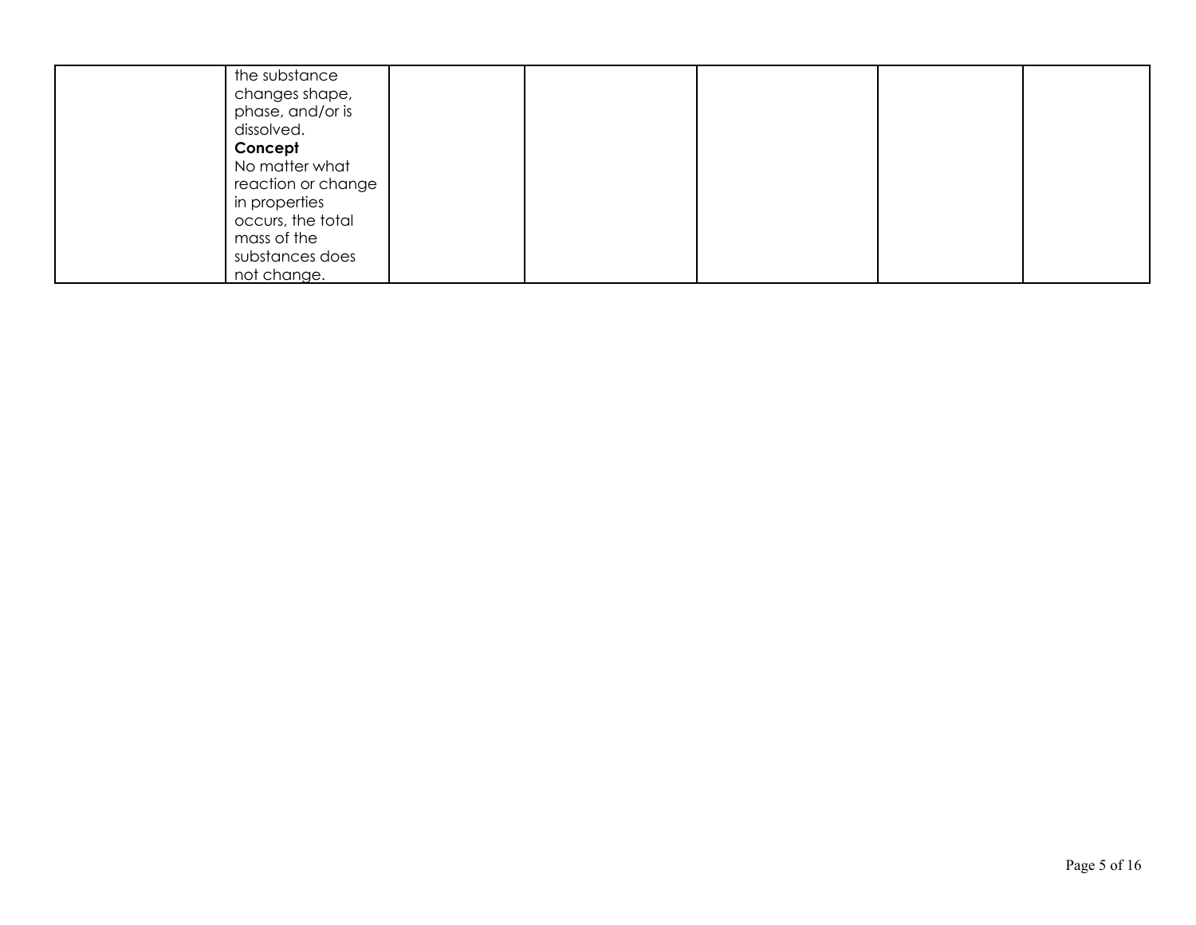| | | | | | | |
|---|---|---|---|---|---|---|
| | the substance changes shape, phase, and/or is dissolved. **Concept** No matter what reaction or change in properties occurs, the total mass of the substances does not change. | | | | | |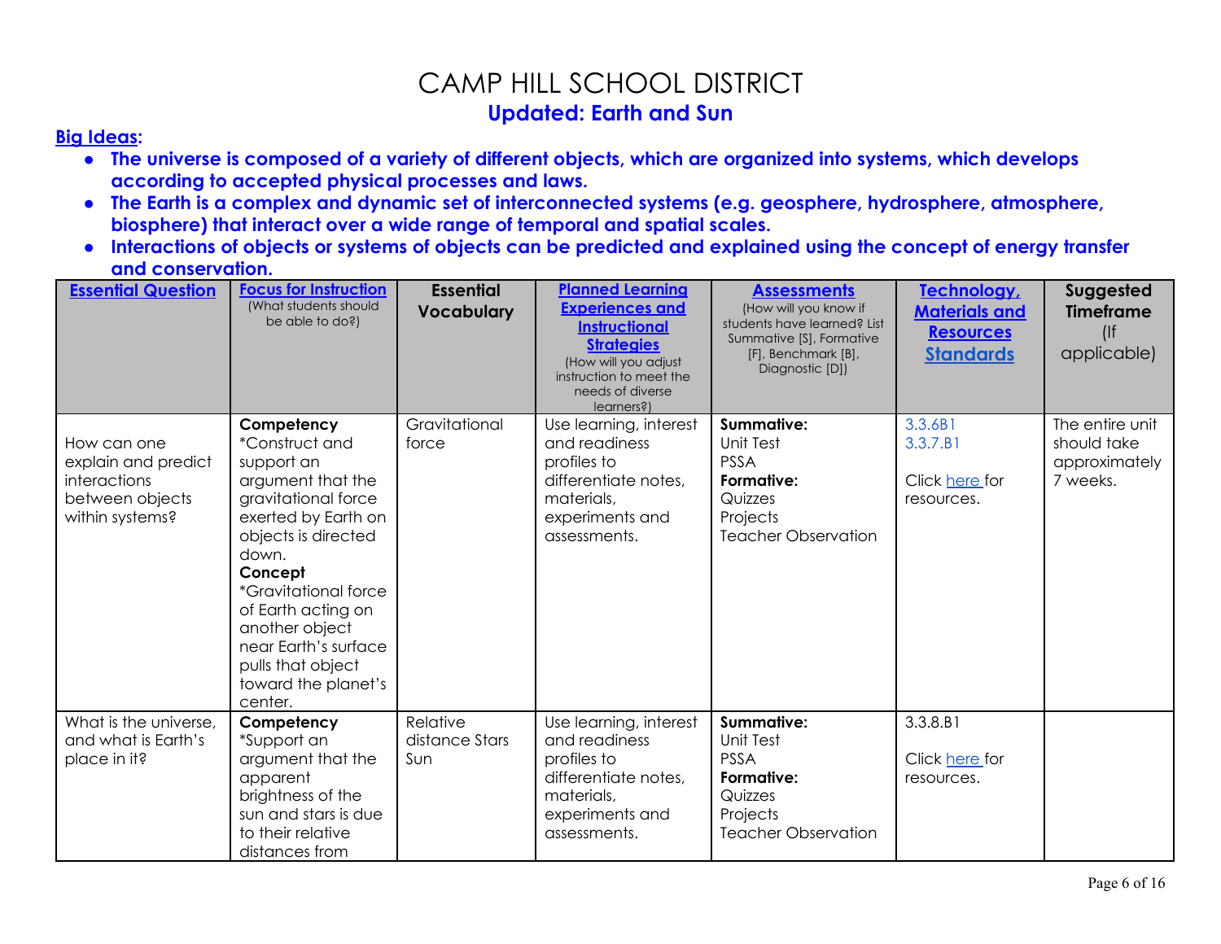# CAMP HILL SCHOOL DISTRICT

## Updated: Earth and Sun

**Big Ideas:**

- **The universe is composed of a variety of different objects, which are organized into systems, which develops according to accepted physical processes and laws.**
- **The Earth is a complex and dynamic set of interconnected systems (e.g. geosphere, hydrosphere, atmosphere, biosphere) that interact over a wide range of temporal and spatial scales.**
- **Interactions of objects or systems of objects can be predicted and explained using the concept of energy transfer and conservation.**

| **Essential Question** | **Focus for Instruction** (What students should be able to do?) | **Essential Vocabulary** | **Planned Learning Experiences and Instructional Strategies** (How will you adjust instruction to meet the needs of diverse learners?) | **Assessments** (How will you know if students have learned? List Summative [S], Formative [F], Benchmark [B], Diagnostic [D]) | **Technology, Materials and Resources Standards** | **Suggested Timeframe** (If applicable) |
|---|---|---|---|---|---|---|
| How can one explain and predict interactions between objects within systems? | **Competency** *Construct and support an argument that the gravitational force exerted by Earth on objects is directed down. **Concept** *Gravitational force of Earth acting on another object near Earth's surface pulls that object toward the planet's center. | Gravitational force | Use learning, interest and readiness profiles to differentiate notes, materials, experiments and assessments. | **Summative:** Unit Test PSSA **Formative:** Quizzes Projects Teacher Observation | 3.3.6B1 3.3.7.B1 Click here for resources. | The entire unit should take approximately 7 weeks. |
| What is the universe, and what is Earth's place in it? | **Competency** *Support an argument that the apparent brightness of the sun and stars is due to their relative distances from | Relative distance Stars Sun | Use learning, interest and readiness profiles to differentiate notes, materials, experiments and assessments. | **Summative:** Unit Test PSSA **Formative:** Quizzes Projects Teacher Observation | 3.3.8.B1 Click here for resources. | |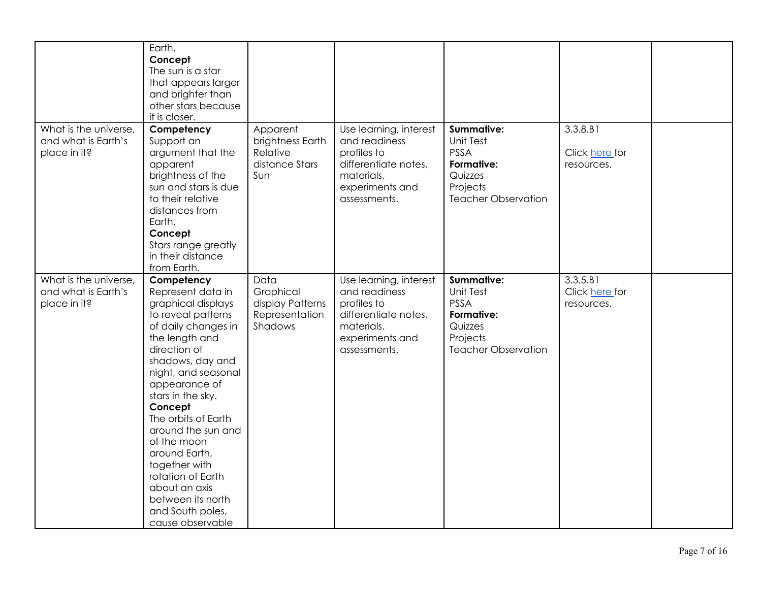| | | | | | | |
|---|---|---|---|---|---|---|
| | Earth.<br>**Concept**<br>The sun is a star that appears larger and brighter than other stars because it is closer. | | | | | |
| What is the universe, and what is Earth's place in it? | **Competency**<br>Support an argument that the apparent brightness of the sun and stars is due to their relative distances from Earth.<br>**Concept**<br>Stars range greatly in their distance from Earth. | Apparent brightness Earth Relative distance Stars Sun | Use learning, interest and readiness profiles to differentiate notes, materials, experiments and assessments. | **Summative:**<br>Unit Test<br>PSSA<br>**Formative:**<br>Quizzes<br>Projects<br>Teacher Observation | 3.3.8.B1<br><br>Click here for resources. | |
| What is the universe, and what is Earth's place in it? | **Competency**<br>Represent data in graphical displays to reveal patterns of daily changes in the length and direction of shadows, day and night, and seasonal appearance of stars in the sky.<br>**Concept**<br>The orbits of Earth around the sun and of the moon around Earth, together with rotation of Earth about an axis between its north and South poles, cause observable | Data Graphical display Patterns Representation Shadows | Use learning, interest and readiness profiles to differentiate notes, materials, experiments and assessments. | **Summative:**<br>Unit Test<br>PSSA<br>**Formative:**<br>Quizzes<br>Projects<br>Teacher Observation | 3.3.5.B1<br>Click here for resources. | |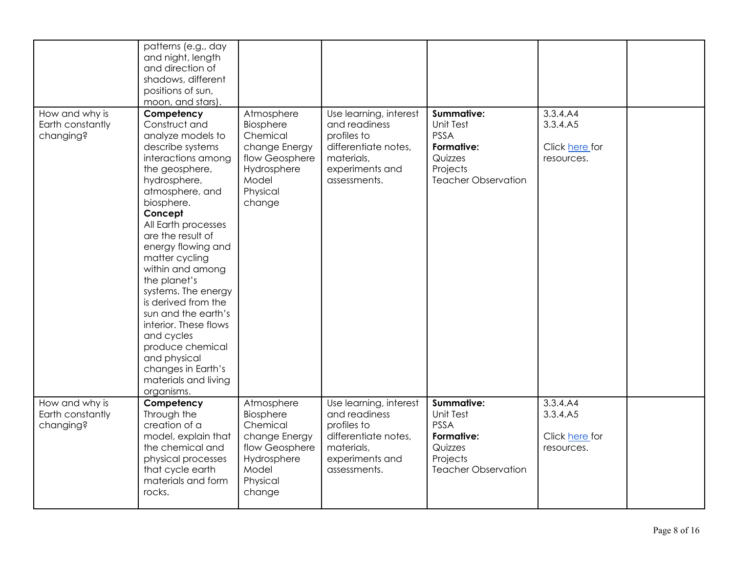|  |  |  |  |  |  |  |
|---|---|---|---|---|---|---|
|  | patterns (e.g., day and night, length and direction of shadows, different positions of sun, moon, and stars). |  |  |  |  |  |
| How and why is Earth constantly changing? | **Competency** Construct and analyze models to describe systems interactions among the geosphere, hydrosphere, atmosphere, and biosphere. **Concept** All Earth processes are the result of energy flowing and matter cycling within and among the planet's systems. The energy is derived from the sun and the earth's interior. These flows and cycles produce chemical and physical changes in Earth's materials and living organisms. | Atmosphere Biosphere Chemical change Energy flow Geosphere Hydrosphere Model Physical change | Use learning, interest and readiness profiles to differentiate notes, materials, experiments and assessments. | **Summative:** Unit Test PSSA **Formative:** Quizzes Projects Teacher Observation | 3.3.4.A4 3.3.4.A5 Click here for resources. |  |
| How and why is Earth constantly changing? | **Competency** Through the creation of a model, explain that the chemical and physical processes that cycle earth materials and form rocks. | Atmosphere Biosphere Chemical change Energy flow Geosphere Hydrosphere Model Physical change | Use learning, interest and readiness profiles to differentiate notes, materials, experiments and assessments. | **Summative:** Unit Test PSSA **Formative:** Quizzes Projects Teacher Observation | 3.3.4.A4 3.3.4.A5 Click here for resources. |  |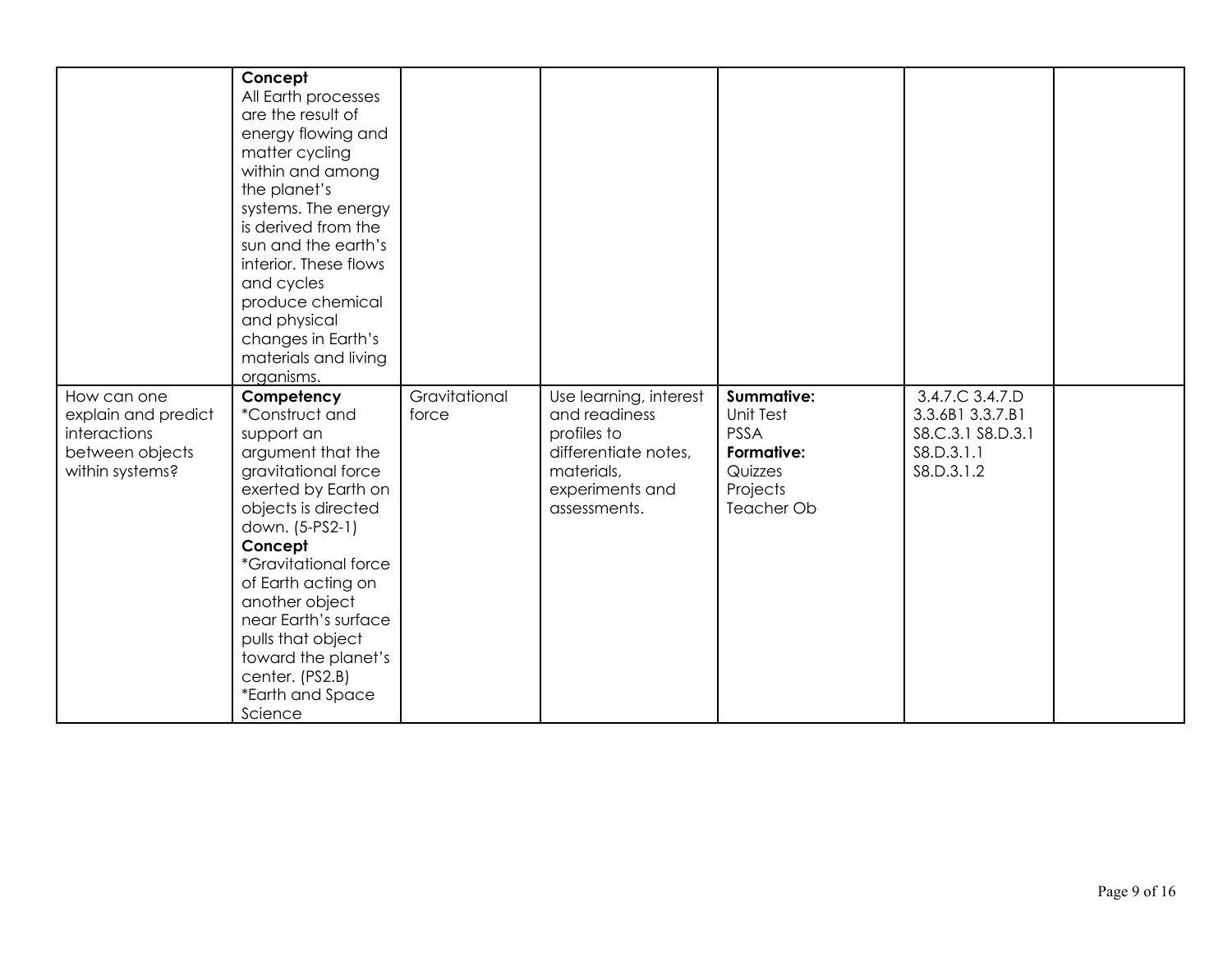| | | | | | | |
|---|---|---|---|---|---|---|
| | **Concept**<br>All Earth processes are the result of energy flowing and matter cycling within and among the planet's systems. The energy is derived from the sun and the earth's interior. These flows and cycles produce chemical and physical changes in Earth's materials and living organisms. | | | | | |
| How can one explain and predict interactions between objects within systems? | **Competency**<br>*Construct and support an argument that the gravitational force exerted by Earth on objects is directed down. (5-PS2-1)<br>**Concept**<br>*Gravitational force of Earth acting on another object near Earth's surface pulls that object toward the planet's center. (PS2.B)<br>*Earth and Space Science | Gravitational force | Use learning, interest and readiness profiles to differentiate notes, materials, experiments and assessments. | **Summative:**<br>Unit Test<br>PSSA<br>**Formative:**<br>Quizzes<br>Projects<br>Teacher Ob | 3.4.7.C 3.4.7.D<br>3.3.6B1 3.3.7.B1<br>S8.C.3.1 S8.D.3.1<br>S8.D.3.1.1<br>S8.D.3.1.2 | |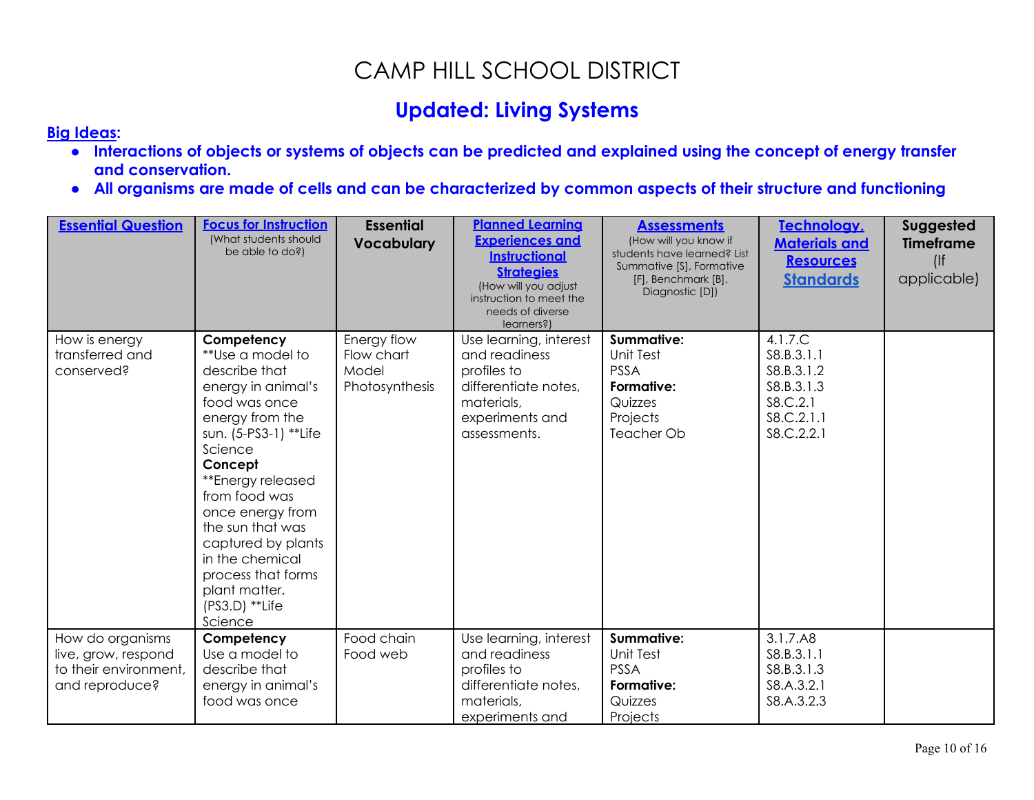# CAMP HILL SCHOOL DISTRICT

## Updated: Living Systems

**Big Ideas:**

- **Interactions of objects or systems of objects can be predicted and explained using the concept of energy transfer and conservation.**
- **All organisms are made of cells and can be characterized by common aspects of their structure and functioning**

| Essential Question | Focus for Instruction (What students should be able to do?) | Essential Vocabulary | Planned Learning Experiences and Instructional Strategies (How will you adjust instruction to meet the needs of diverse learners?) | Assessments (How will you know if students have learned? List Summative [S], Formative [F], Benchmark [B], Diagnostic [D]) | Technology, Materials and Resources Standards | Suggested Timeframe (If applicable) |
|---|---|---|---|---|---|---|
| How is energy transferred and conserved? | **Competency** **Use a model to describe that energy in animal's food was once energy from the sun. (5-PS3-1) **Life Science **Concept** **Energy released from food was once energy from the sun that was captured by plants in the chemical process that forms plant matter. (PS3.D) **Life Science | Energy flow Flow chart Model Photosynthesis | Use learning, interest and readiness profiles to differentiate notes, materials, experiments and assessments. | **Summative:** Unit Test PSSA **Formative:** Quizzes Projects Teacher Ob | 4.1.7.C S8.B.3.1.1 S8.B.3.1.2 S8.B.3.1.3 S8.C.2.1 S8.C.2.1.1 S8.C.2.2.1 | |
| How do organisms live, grow, respond to their environment, and reproduce? | **Competency** Use a model to describe that energy in animal's food was once | Food chain Food web | Use learning, interest and readiness profiles to differentiate notes, materials, experiments and | **Summative:** Unit Test PSSA **Formative:** Quizzes Projects | 3.1.7.A8 S8.B.3.1.1 S8.B.3.1.3 S8.A.3.2.1 S8.A.3.2.3 | |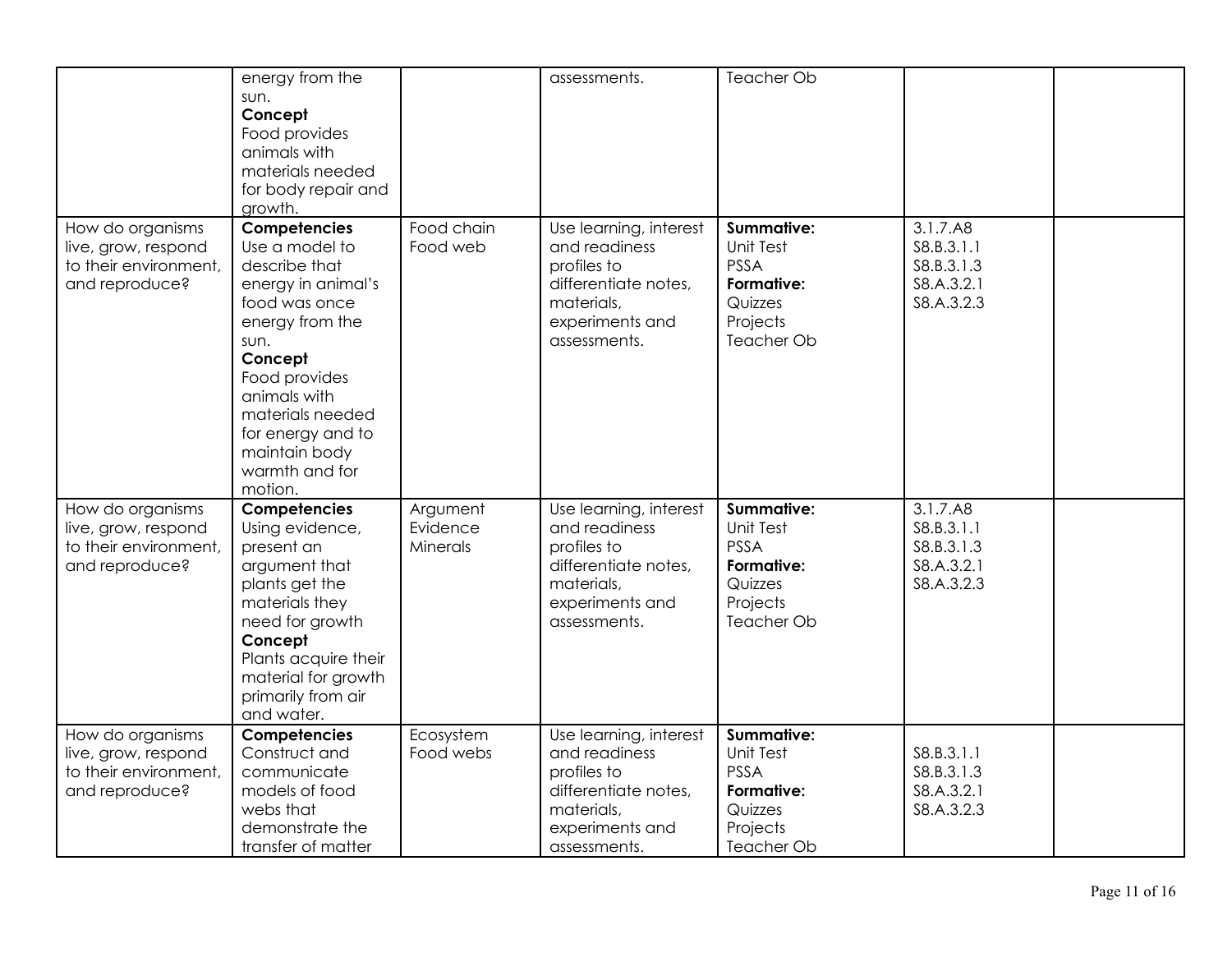| | | | | | | |
|---|---|---|---|---|---|---|
| | energy from the sun. **Concept** Food provides animals with materials needed for body repair and growth. | | assessments. | Teacher Ob | | |
| How do organisms live, grow, respond to their environment, and reproduce? | **Competencies** Use a model to describe that energy in animal's food was once energy from the sun. **Concept** Food provides animals with materials needed for energy and to maintain body warmth and for motion. | Food chain Food web | Use learning, interest and readiness profiles to differentiate notes, materials, experiments and assessments. | **Summative:** Unit Test PSSA **Formative:** Quizzes Projects Teacher Ob | 3.1.7.A8 S8.B.3.1.1 S8.B.3.1.3 S8.A.3.2.1 S8.A.3.2.3 | |
| How do organisms live, grow, respond to their environment, and reproduce? | **Competencies** Using evidence, present an argument that plants get the materials they need for growth **Concept** Plants acquire their material for growth primarily from air and water. | Argument Evidence Minerals | Use learning, interest and readiness profiles to differentiate notes, materials, experiments and assessments. | **Summative:** Unit Test PSSA **Formative:** Quizzes Projects Teacher Ob | 3.1.7.A8 S8.B.3.1.1 S8.B.3.1.3 S8.A.3.2.1 S8.A.3.2.3 | |
| How do organisms live, grow, respond to their environment, and reproduce? | **Competencies** Construct and communicate models of food webs that demonstrate the transfer of matter | Ecosystem Food webs | Use learning, interest and readiness profiles to differentiate notes, materials, experiments and assessments. | **Summative:** Unit Test PSSA **Formative:** Quizzes Projects Teacher Ob | S8.B.3.1.1 S8.B.3.1.3 S8.A.3.2.1 S8.A.3.2.3 | |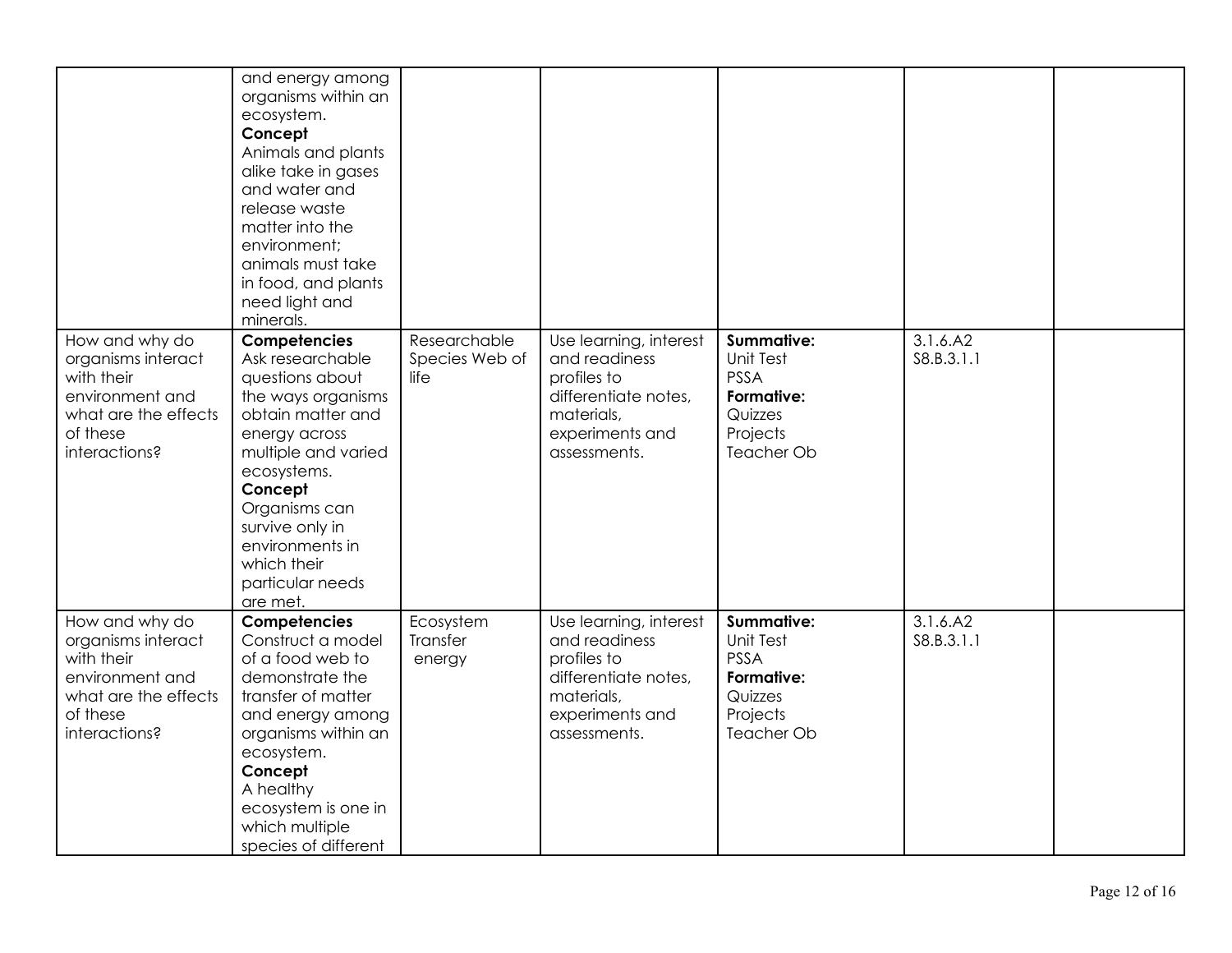| | | | | | | |
|---|---|---|---|---|---|---|
| | and energy among organisms within an ecosystem.<br>**Concept**<br>Animals and plants alike take in gases and water and release waste matter into the environment; animals must take in food, and plants need light and minerals. | | | | | |
| How and why do organisms interact with their environment and what are the effects of these interactions? | **Competencies**<br>Ask researchable questions about the ways organisms obtain matter and energy across multiple and varied ecosystems.<br>**Concept**<br>Organisms can survive only in environments in which their particular needs are met. | Researchable<br>Species Web of life | Use learning, interest and readiness profiles to differentiate notes, materials, experiments and assessments. | **Summative:**<br>Unit Test<br>PSSA<br>**Formative:**<br>Quizzes<br>Projects<br>Teacher Ob | 3.1.6.A2<br>S8.B.3.1.1 | |
| How and why do organisms interact with their environment and what are the effects of these interactions? | **Competencies**<br>Construct a model of a food web to demonstrate the transfer of matter and energy among organisms within an ecosystem.<br>**Concept**<br>A healthy ecosystem is one in which multiple species of different | Ecosystem<br>Transfer<br>energy | Use learning, interest and readiness profiles to differentiate notes, materials, experiments and assessments. | **Summative:**<br>Unit Test<br>PSSA<br>**Formative:**<br>Quizzes<br>Projects<br>Teacher Ob | 3.1.6.A2<br>S8.B.3.1.1 | |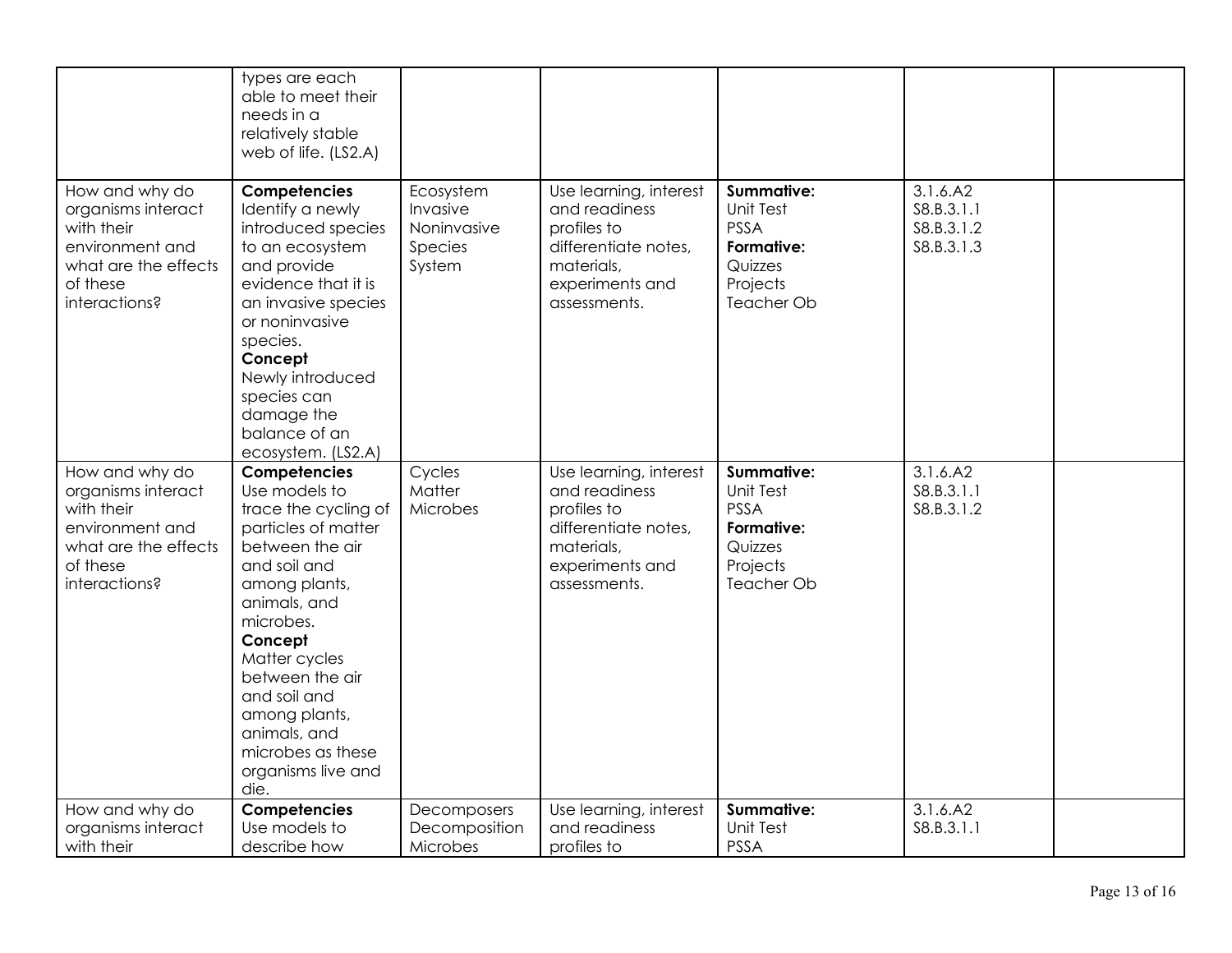| | | | | | | |
|---|---|---|---|---|---|---|
| | types are each able to meet their needs in a relatively stable web of life. (LS2.A) | | | | | |
| How and why do organisms interact with their environment and what are the effects of these interactions? | **Competencies** Identify a newly introduced species to an ecosystem and provide evidence that it is an invasive species or noninvasive species. **Concept** Newly introduced species can damage the balance of an ecosystem. (LS2.A) | Ecosystem Invasive Noninvasive Species System | Use learning, interest and readiness profiles to differentiate notes, materials, experiments and assessments. | **Summative:** Unit Test PSSA **Formative:** Quizzes Projects Teacher Ob | 3.1.6.A2 S8.B.3.1.1 S8.B.3.1.2 S8.B.3.1.3 | |
| How and why do organisms interact with their environment and what are the effects of these interactions? | **Competencies** Use models to trace the cycling of particles of matter between the air and soil and among plants, animals, and microbes. **Concept** Matter cycles between the air and soil and among plants, animals, and microbes as these organisms live and die. | Cycles Matter Microbes | Use learning, interest and readiness profiles to differentiate notes, materials, experiments and assessments. | **Summative:** Unit Test PSSA **Formative:** Quizzes Projects Teacher Ob | 3.1.6.A2 S8.B.3.1.1 S8.B.3.1.2 | |
| How and why do organisms interact with their | **Competencies** Use models to describe how | Decomposers Decomposition Microbes | Use learning, interest and readiness profiles to | **Summative:** Unit Test PSSA | 3.1.6.A2 S8.B.3.1.1 | |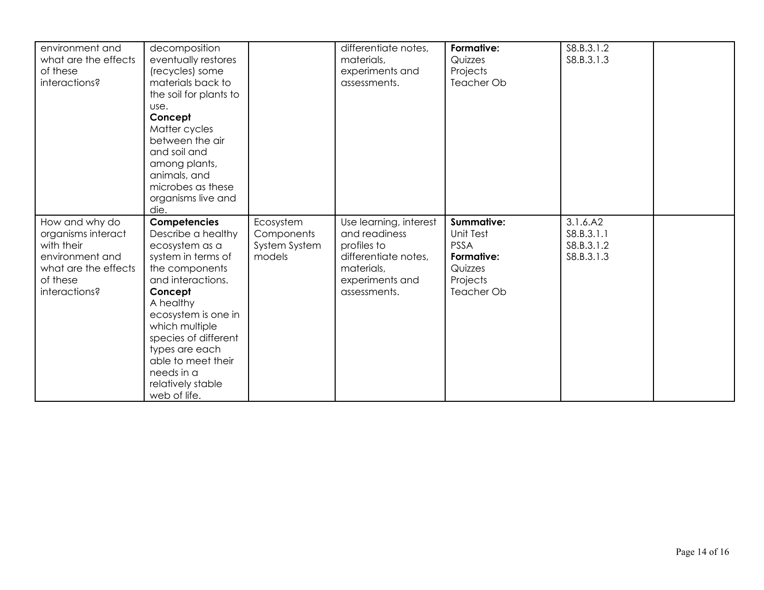| environment and what are the effects of these interactions? | decomposition eventually restores (recycles) some materials back to the soil for plants to use.<br>**Concept**<br>Matter cycles between the air and soil and among plants, animals, and microbes as these organisms live and die. | | differentiate notes, materials, experiments and assessments. | **Formative:**<br>Quizzes<br>Projects<br>Teacher Ob | S8.B.3.1.2<br>S8.B.3.1.3 | |
|---|---|---|---|---|---|---|
| How and why do organisms interact with their environment and what are the effects of these interactions? | **Competencies**<br>Describe a healthy ecosystem as a system in terms of the components and interactions.<br>**Concept**<br>A healthy ecosystem is one in which multiple species of different types are each able to meet their needs in a relatively stable web of life. | Ecosystem Components System System models | Use learning, interest and readiness profiles to differentiate notes, materials, experiments and assessments. | **Summative:**<br>Unit Test<br>PSSA<br>**Formative:**<br>Quizzes<br>Projects<br>Teacher Ob | 3.1.6.A2<br>S8.B.3.1.1<br>S8.B.3.1.2<br>S8.B.3.1.3 | |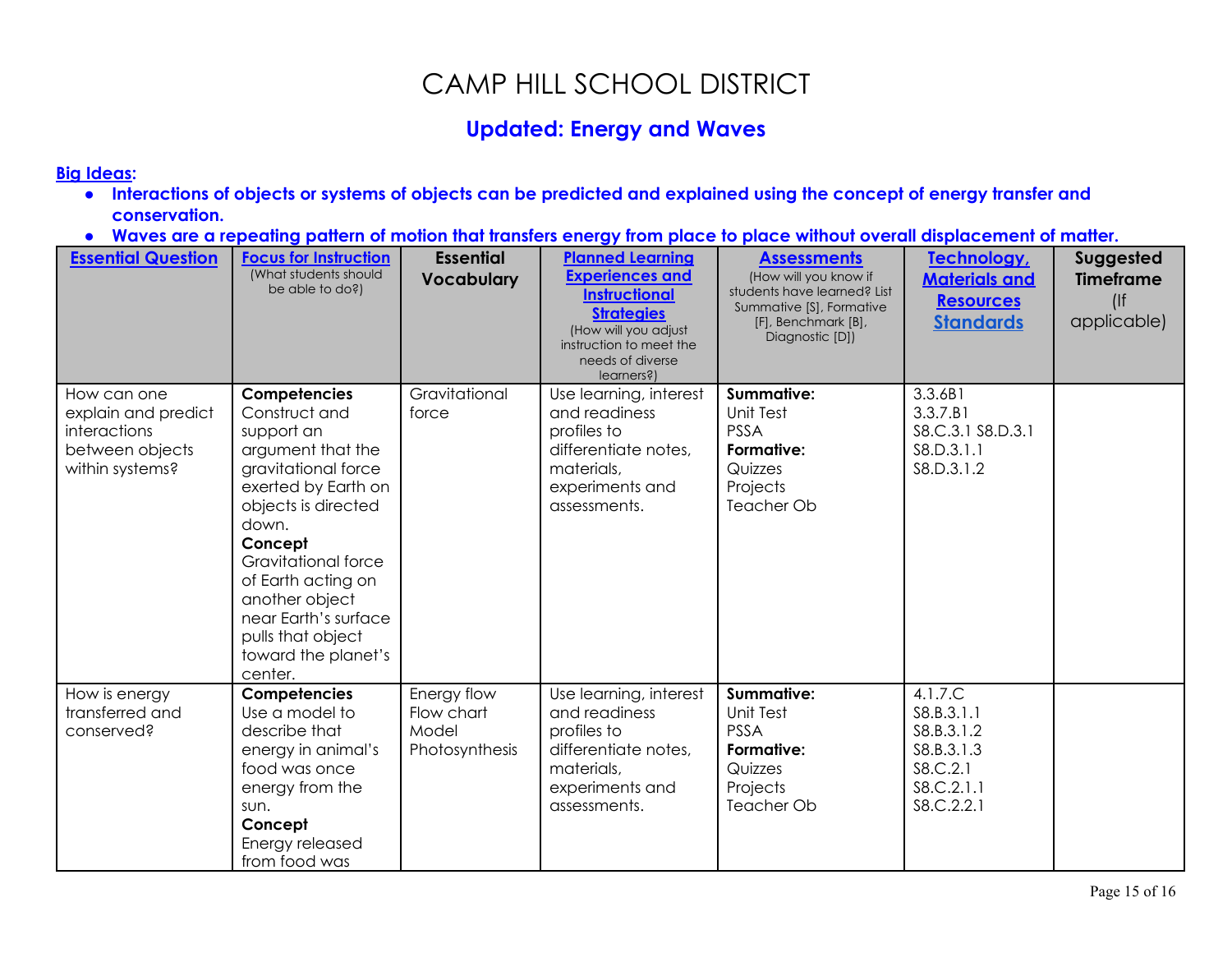# CAMP HILL SCHOOL DISTRICT

## Updated: Energy and Waves

**Big Ideas:**

- **Interactions of objects or systems of objects can be predicted and explained using the concept of energy transfer and conservation.**
- **Waves are a repeating pattern of motion that transfers energy from place to place without overall displacement of matter.**

| Essential Question | Focus for Instruction (What students should be able to do?) | Essential Vocabulary | Planned Learning Experiences and Instructional Strategies (How will you adjust instruction to meet the needs of diverse learners?) | Assessments (How will you know if students have learned? List Summative [S], Formative [F], Benchmark [B], Diagnostic [D]) | Technology, Materials and Resources Standards | Suggested Timeframe (If applicable) |
|---|---|---|---|---|---|---|
| How can one explain and predict interactions between objects within systems? | **Competencies** Construct and support an argument that the gravitational force exerted by Earth on objects is directed down. **Concept** Gravitational force of Earth acting on another object near Earth's surface pulls that object toward the planet's center. | Gravitational force | Use learning, interest and readiness profiles to differentiate notes, materials, experiments and assessments. | **Summative:** Unit Test PSSA **Formative:** Quizzes Projects Teacher Ob | 3.3.6B1 3.3.7.B1 S8.C.3.1 S8.D.3.1 S8.D.3.1.1 S8.D.3.1.2 | |
| How is energy transferred and conserved? | **Competencies** Use a model to describe that energy in animal's food was once energy from the sun. **Concept** Energy released from food was | Energy flow Flow chart Model Photosynthesis | Use learning, interest and readiness profiles to differentiate notes, materials, experiments and assessments. | **Summative:** Unit Test PSSA **Formative:** Quizzes Projects Teacher Ob | 4.1.7.C S8.B.3.1.1 S8.B.3.1.2 S8.B.3.1.3 S8.C.2.1 S8.C.2.1.1 S8.C.2.2.1 | |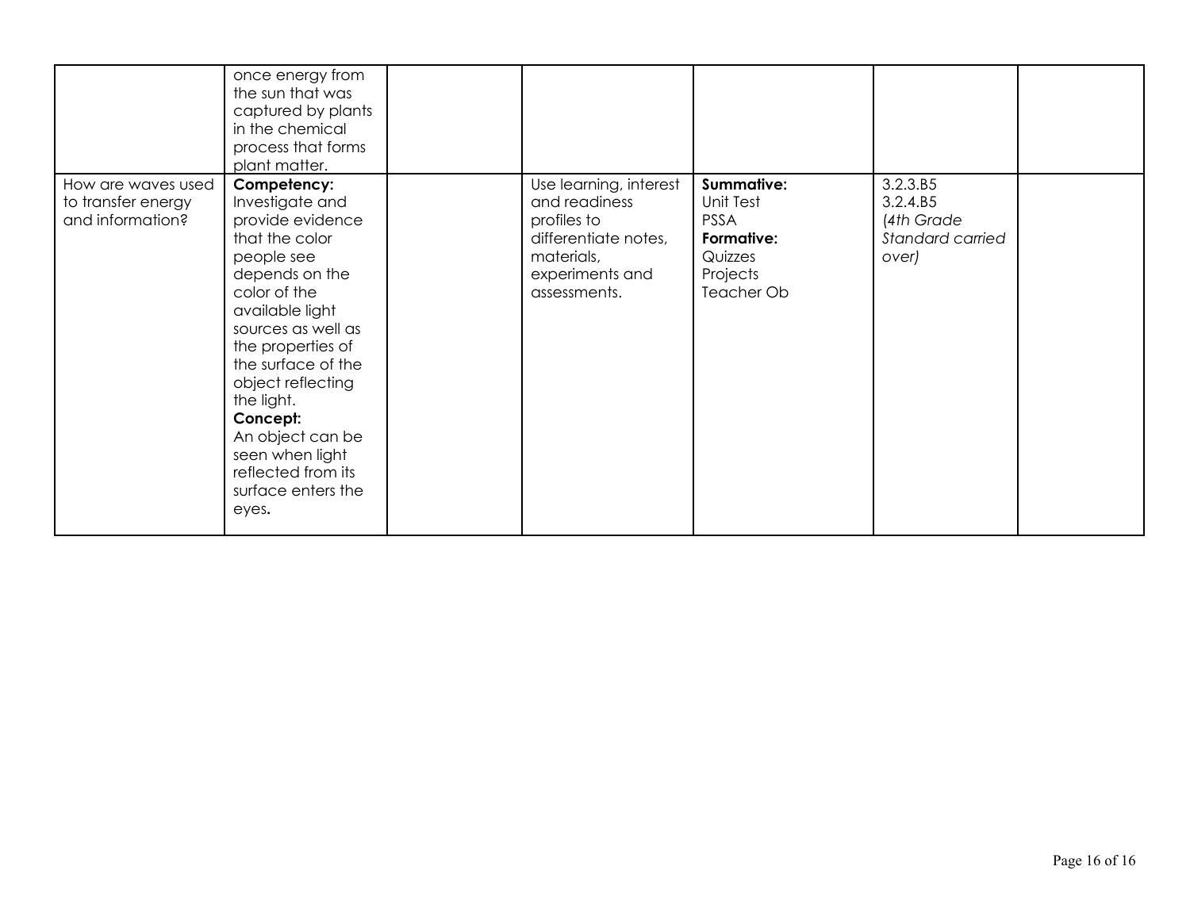| | | | | | | |
|---|---|---|---|---|---|---|
| | once energy from the sun that was captured by plants in the chemical process that forms plant matter. | | | | | |
| How are waves used to transfer energy and information? | **Competency:** Investigate and provide evidence that the color people see depends on the color of the available light sources as well as the properties of the surface of the object reflecting the light. **Concept:** An object can be seen when light reflected from its surface enters the eyes**.** | | Use learning, interest and readiness profiles to differentiate notes, materials, experiments and assessments. | **Summative:** Unit Test PSSA **Formative:** Quizzes Projects Teacher Ob | 3.2.3.B5 3.2.4.B5 *(4th Grade Standard carried over)* | |